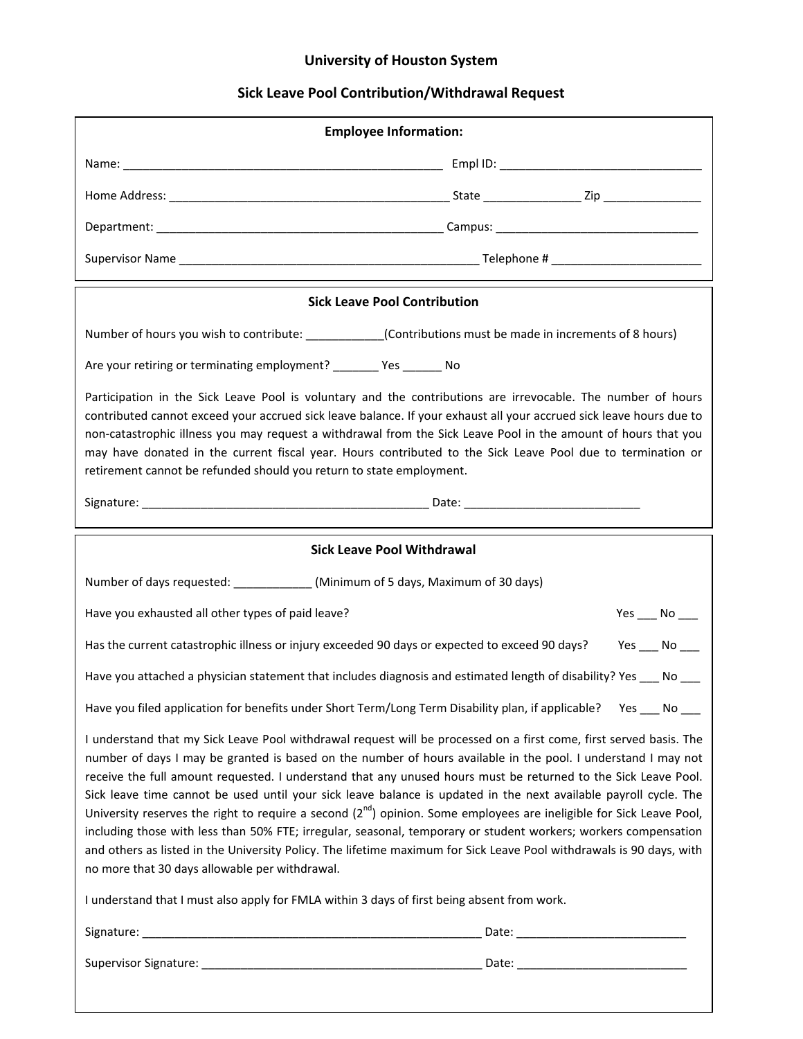# University of Houston System

## Sick Leave Pool Contribution/Withdrawal Request

### Employee Information:

Name: ______________________________ Empl ID: ______________________________

Home Address: ______________________________ State ______________ Zip ______________

Department: ______________________________ Campus: ______________________________

Supervisor Name ______________________________ Telephone # ______________________

### Sick Leave Pool Contribution

Number of hours you wish to contribute: ___________(Contributions must be made in increments of 8 hours)

Are your retiring or terminating employment? _______ Yes ______ No

Participation in the Sick Leave Pool is voluntary and the contributions are irrevocable. The number of hours contributed cannot exceed your accrued sick leave balance. If your exhaust all your accrued sick leave hours due to non-catastrophic illness you may request a withdrawal from the Sick Leave Pool in the amount of hours that you may have donated in the current fiscal year. Hours contributed to the Sick Leave Pool due to termination or retirement cannot be refunded should you return to state employment.

Signature: ______________________________ Date: __________________________

### Sick Leave Pool Withdrawal

Number of days requested: ___________ (Minimum of 5 days, Maximum of 30 days)

Have you exhausted all other types of paid leave? Yes ___ No ___

Has the current catastrophic illness or injury exceeded 90 days or expected to exceed 90 days? Yes ___ No ___

Have you attached a physician statement that includes diagnosis and estimated length of disability? Yes ___ No ___

Have you filed application for benefits under Short Term/Long Term Disability plan, if applicable? Yes ___ No ___

I understand that my Sick Leave Pool withdrawal request will be processed on a first come, first served basis. The number of days I may be granted is based on the number of hours available in the pool. I understand I may not receive the full amount requested. I understand that any unused hours must be returned to the Sick Leave Pool. Sick leave time cannot be used until your sick leave balance is updated in the next available payroll cycle. The University reserves the right to require a second (2nd) opinion. Some employees are ineligible for Sick Leave Pool, including those with less than 50% FTE; irregular, seasonal, temporary or student workers; workers compensation and others as listed in the University Policy. The lifetime maximum for Sick Leave Pool withdrawals is 90 days, with no more that 30 days allowable per withdrawal.

I understand that I must also apply for FMLA within 3 days of first being absent from work.

Signature: ______________________________ Date: __________________________

Supervisor Signature: ______________________________ Date: __________________________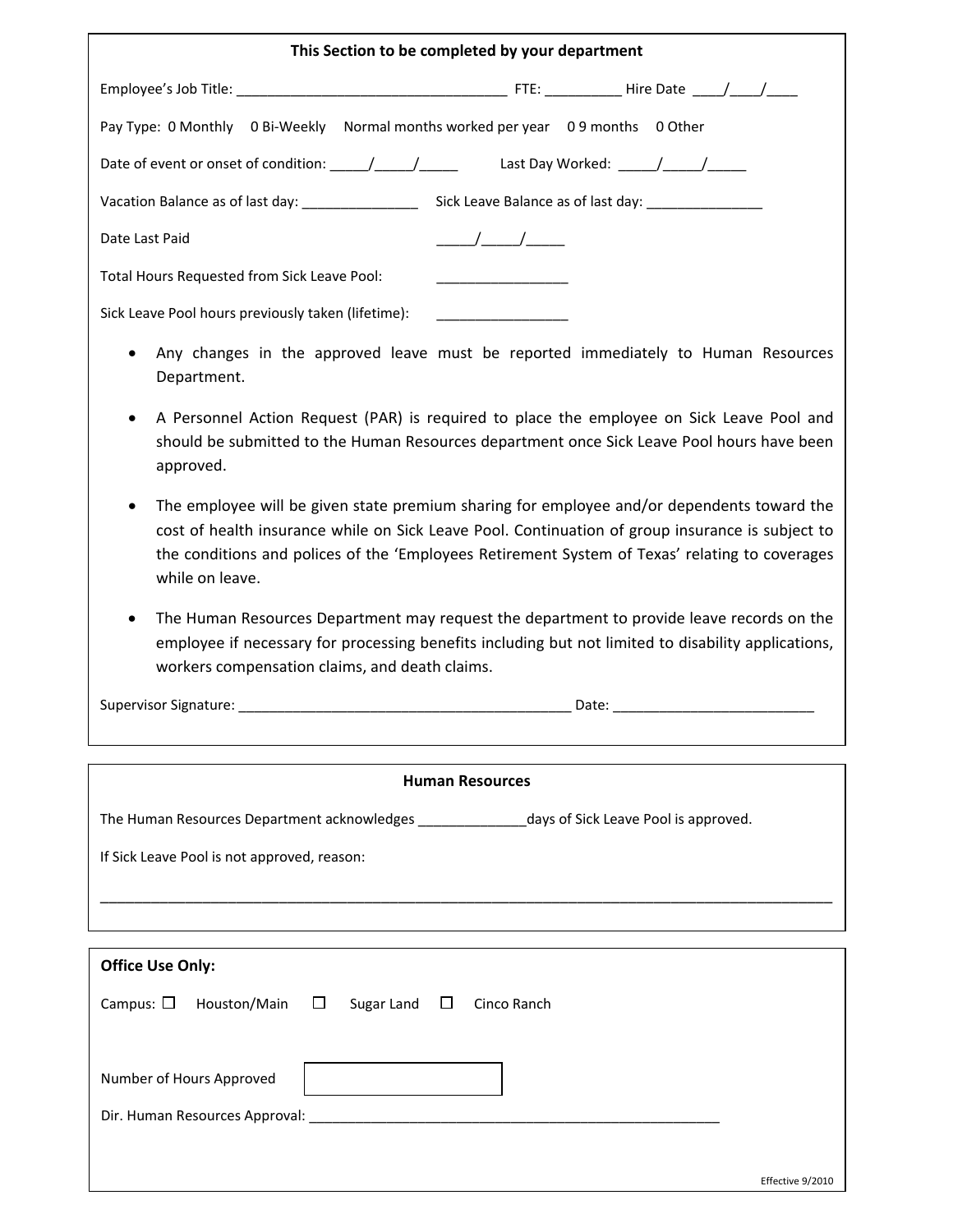## This Section to be completed by your department

Employee's Job Title: ___________________________________ FTE: __________ Hire Date ____/____/____

Pay Type: 0 Monthly 0 Bi-Weekly Normal months worked per year 0 9 months 0 Other

Date of event or onset of condition: _____/_____/_____ Last Day Worked: _____/_____/_____

Vacation Balance as of last day: _______________ Sick Leave Balance as of last day: _______________

Date Last Paid _____/_____/_____

Total Hours Requested from Sick Leave Pool: _________________

Sick Leave Pool hours previously taken (lifetime): _________________

- Any changes in the approved leave must be reported immediately to Human Resources Department.
- A Personnel Action Request (PAR) is required to place the employee on Sick Leave Pool and should be submitted to the Human Resources department once Sick Leave Pool hours have been approved.
- The employee will be given state premium sharing for employee and/or dependents toward the cost of health insurance while on Sick Leave Pool. Continuation of group insurance is subject to the conditions and polices of the 'Employees Retirement System of Texas' relating to coverages while on leave.
- The Human Resources Department may request the department to provide leave records on the employee if necessary for processing benefits including but not limited to disability applications, workers compensation claims, and death claims.

Supervisor Signature: ____________________________________________ Date: __________________________

## Human Resources

The Human Resources Department acknowledges ______________days of Sick Leave Pool is approved.

If Sick Leave Pool is not approved, reason:

______________________________________________________________________________________________

**Office Use Only:**

Campus: ☐ Houston/Main ☐ Sugar Land ☐ Cinco Ranch

Number of Hours Approved [ ]

Dir. Human Resources Approval: ________________________________________________________

Effective 9/2010